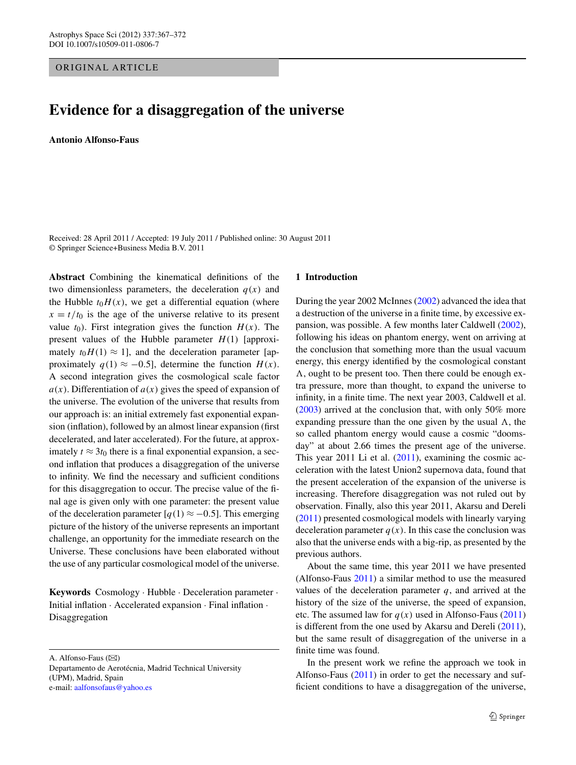ORIGINAL ARTICLE

# Evidence for a disaggregation of the universe

**Antonio Alfonso-Faus**

Received: 28 April 2011 / Accepted: 19 July 2011 / Published online: 30 August 2011
© Springer Science+Business Media B.V. 2011

**Abstract** Combining the kinematical definitions of the two dimensionless parameters, the deceleration $q(x)$ and the Hubble $t_0H(x)$, we get a differential equation (where $x = t/t_0$ is the age of the universe relative to its present value $t_0$). First integration gives the function $H(x)$. The present values of the Hubble parameter $H(1)$ [approximately $t_0H(1) \approx 1$], and the deceleration parameter [approximately $q(1) \approx -0.5$], determine the function $H(x)$. A second integration gives the cosmological scale factor $a(x)$. Differentiation of $a(x)$ gives the speed of expansion of the universe. The evolution of the universe that results from our approach is: an initial extremely fast exponential expansion (inflation), followed by an almost linear expansion (first decelerated, and later accelerated). For the future, at approximately $t \approx 3t_0$ there is a final exponential expansion, a second inflation that produces a disaggregation of the universe to infinity. We find the necessary and sufficient conditions for this disaggregation to occur. The precise value of the final age is given only with one parameter: the present value of the deceleration parameter [$q(1) \approx -0.5$]. This emerging picture of the history of the universe represents an important challenge, an opportunity for the immediate research on the Universe. These conclusions have been elaborated without the use of any particular cosmological model of the universe.

**Keywords** Cosmology · Hubble · Deceleration parameter · Initial inflation · Accelerated expansion · Final inflation · Disaggregation

A. Alfonso-Faus (✉)
Departamento de Aerotécnia, Madrid Technical University (UPM), Madrid, Spain
e-mail: aalfonsofaus@yahoo.es

## 1 Introduction

During the year 2002 McInnes (2002) advanced the idea that a destruction of the universe in a finite time, by excessive expansion, was possible. A few months later Caldwell (2002), following his ideas on phantom energy, went on arriving at the conclusion that something more than the usual vacuum energy, this energy identified by the cosmological constant $\Lambda$, ought to be present too. Then there could be enough extra pressure, more than thought, to expand the universe to infinity, in a finite time. The next year 2003, Caldwell et al. (2003) arrived at the conclusion that, with only 50% more expanding pressure than the one given by the usual $\Lambda$, the so called phantom energy would cause a cosmic "doomsday" at about 2.66 times the present age of the universe. This year 2011 Li et al. (2011), examining the cosmic acceleration with the latest Union2 supernova data, found that the present acceleration of the expansion of the universe is increasing. Therefore disaggregation was not ruled out by observation. Finally, also this year 2011, Akarsu and Dereli (2011) presented cosmological models with linearly varying deceleration parameter $q(x)$. In this case the conclusion was also that the universe ends with a big-rip, as presented by the previous authors.

About the same time, this year 2011 we have presented (Alfonso-Faus 2011) a similar method to use the measured values of the deceleration parameter $q$, and arrived at the history of the size of the universe, the speed of expansion, etc. The assumed law for $q(x)$ used in Alfonso-Faus (2011) is different from the one used by Akarsu and Dereli (2011), but the same result of disaggregation of the universe in a finite time was found.

In the present work we refine the approach we took in Alfonso-Faus (2011) in order to get the necessary and sufficient conditions to have a disaggregation of the universe,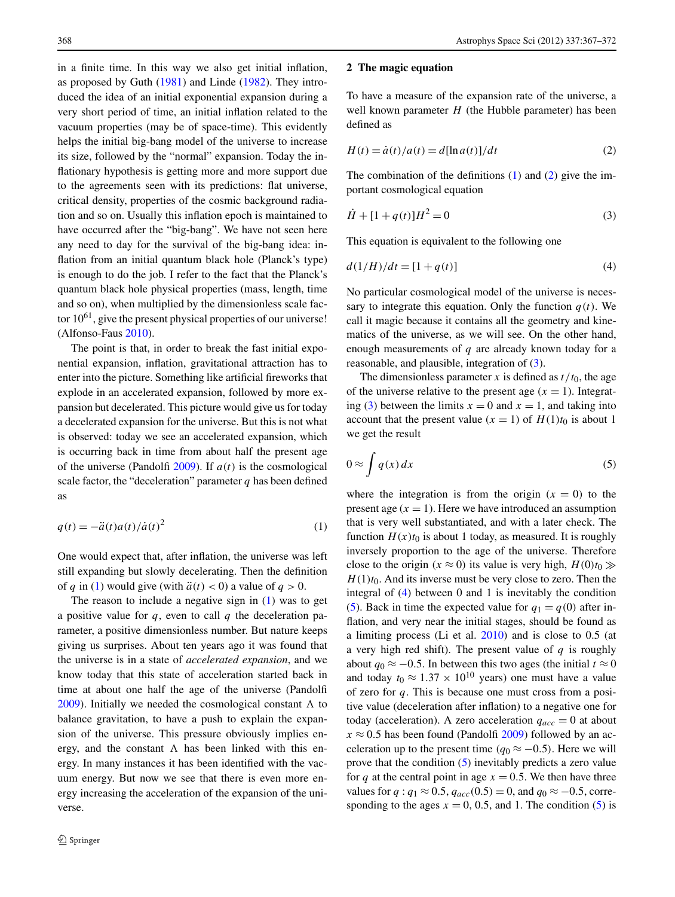in a finite time. In this way we also get initial inflation, as proposed by Guth (1981) and Linde (1982). They introduced the idea of an initial exponential expansion during a very short period of time, an initial inflation related to the vacuum properties (may be of space-time). This evidently helps the initial big-bang model of the universe to increase its size, followed by the "normal" expansion. Today the inflationary hypothesis is getting more and more support due to the agreements seen with its predictions: flat universe, critical density, properties of the cosmic background radiation and so on. Usually this inflation epoch is maintained to have occurred after the "big-bang". We have not seen here any need to day for the survival of the big-bang idea: inflation from an initial quantum black hole (Planck's type) is enough to do the job. I refer to the fact that the Planck's quantum black hole physical properties (mass, length, time and so on), when multiplied by the dimensionless scale factor $10^{61}$, give the present physical properties of our universe! (Alfonso-Faus 2010).

The point is that, in order to break the fast initial exponential expansion, inflation, gravitational attraction has to enter into the picture. Something like artificial fireworks that explode in an accelerated expansion, followed by more expansion but decelerated. This picture would give us for today a decelerated expansion for the universe. But this is not what is observed: today we see an accelerated expansion, which is occurring back in time from about half the present age of the universe (Pandolfi 2009). If $a(t)$ is the cosmological scale factor, the "deceleration" parameter $q$ has been defined as

$$q(t) = -\ddot{a}(t)a(t)/\dot{a}(t)^2 \tag{1}$$

One would expect that, after inflation, the universe was left still expanding but slowly decelerating. Then the definition of $q$ in (1) would give (with $\ddot{a}(t) < 0$) a value of $q > 0$.

The reason to include a negative sign in (1) was to get a positive value for $q$, even to call $q$ the deceleration parameter, a positive dimensionless number. But nature keeps giving us surprises. About ten years ago it was found that the universe is in a state of *accelerated expansion*, and we know today that this state of acceleration started back in time at about one half the age of the universe (Pandolfi 2009). Initially we needed the cosmological constant $\Lambda$ to balance gravitation, to have a push to explain the expansion of the universe. This pressure obviously implies energy, and the constant $\Lambda$ has been linked with this energy. In many instances it has been identified with the vacuum energy. But now we see that there is even more energy increasing the acceleration of the expansion of the universe.

## 2 The magic equation

To have a measure of the expansion rate of the universe, a well known parameter $H$ (the Hubble parameter) has been defined as

$$H(t) = \dot{a}(t)/a(t) = d[\ln a(t)]/dt \tag{2}$$

The combination of the definitions (1) and (2) give the important cosmological equation

$$\dot{H} + [1 + q(t)]H^2 = 0 \tag{3}$$

This equation is equivalent to the following one

$$d(1/H)/dt = [1 + q(t)] \tag{4}$$

No particular cosmological model of the universe is necessary to integrate this equation. Only the function $q(t)$. We call it magic because it contains all the geometry and kinematics of the universe, as we will see. On the other hand, enough measurements of $q$ are already known today for a reasonable, and plausible, integration of (3).

The dimensionless parameter $x$ is defined as $t/t_0$, the age of the universe relative to the present age ($x = 1$). Integrating (3) between the limits $x = 0$ and $x = 1$, and taking into account that the present value ($x = 1$) of $H(1)t_0$ is about 1 we get the result

$$0 \approx \int q(x)\,dx \tag{5}$$

where the integration is from the origin ($x = 0$) to the present age ($x = 1$). Here we have introduced an assumption that is very well substantiated, and with a later check. The function $H(x)t_0$ is about 1 today, as measured. It is roughly inversely proportion to the age of the universe. Therefore close to the origin ($x \approx 0$) its value is very high, $H(0)t_0 \gg H(1)t_0$. And its inverse must be very close to zero. Then the integral of (4) between 0 and 1 is inevitably the condition (5). Back in time the expected value for $q_1 = q(0)$ after inflation, and very near the initial stages, should be found as a limiting process (Li et al. 2010) and is close to 0.5 (at a very high red shift). The present value of $q$ is roughly about $q_0 \approx -0.5$. In between this two ages (the initial $t \approx 0$ and today $t_0 \approx 1.37 \times 10^{10}$ years) one must have a value of zero for $q$. This is because one must cross from a positive value (deceleration after inflation) to a negative one for today (acceleration). A zero acceleration $q_{acc} = 0$ at about $x \approx 0.5$ has been found (Pandolfi 2009) followed by an acceleration up to the present time ($q_0 \approx -0.5$). Here we will prove that the condition (5) inevitably predicts a zero value for $q$ at the central point in age $x = 0.5$. We then have three values for $q$ : $q_1 \approx 0.5$, $q_{acc}(0.5) = 0$, and $q_0 \approx -0.5$, corresponding to the ages $x = 0$, 0.5, and 1. The condition (5) is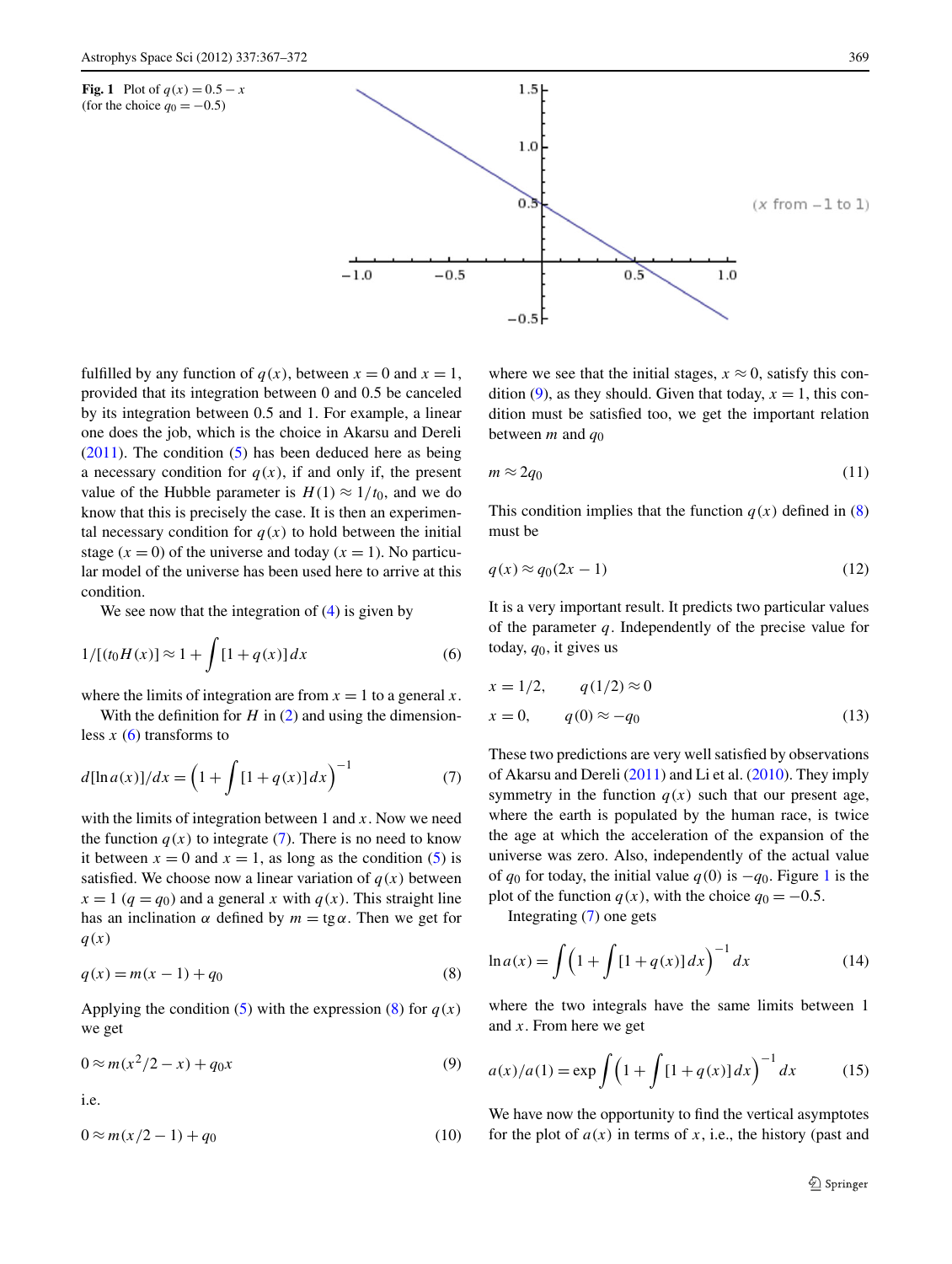**Fig. 1** Plot of $q(x) = 0.5 - x$ (for the choice $q_0 = -0.5$)

fulfilled by any function of $q(x)$, between $x = 0$ and $x = 1$, provided that its integration between 0 and 0.5 be canceled by its integration between 0.5 and 1. For example, a linear one does the job, which is the choice in Akarsu and Dereli (2011). The condition (5) has been deduced here as being a necessary condition for $q(x)$, if and only if, the present value of the Hubble parameter is $H(1) \approx 1/t_0$, and we do know that this is precisely the case. It is then an experimental necessary condition for $q(x)$ to hold between the initial stage ($x = 0$) of the universe and today ($x = 1$). No particular model of the universe has been used here to arrive at this condition.

We see now that the integration of (4) is given by

$$1/[(t_0 H(x)] \approx 1 + \int [1 + q(x)]\, dx \tag{6}$$

where the limits of integration are from $x = 1$ to a general $x$.

With the definition for $H$ in (2) and using the dimensionless $x$ (6) transforms to

$$d[\ln a(x)]/dx = \left(1 + \int [1 + q(x)]\, dx\right)^{-1} \tag{7}$$

with the limits of integration between 1 and $x$. Now we need the function $q(x)$ to integrate (7). There is no need to know it between $x = 0$ and $x = 1$, as long as the condition (5) is satisfied. We choose now a linear variation of $q(x)$ between $x = 1$ ($q = q_0$) and a general $x$ with $q(x)$. This straight line has an inclination $\alpha$ defined by $m = \mathrm{tg}\,\alpha$. Then we get for $q(x)$

$$q(x) = m(x - 1) + q_0 \tag{8}$$

Applying the condition (5) with the expression (8) for $q(x)$ we get

$$0 \approx m(x^2/2 - x) + q_0 x \tag{9}$$

i.e.

$$0 \approx m(x/2 - 1) + q_0 \tag{10}$$

where we see that the initial stages, $x \approx 0$, satisfy this condition (9), as they should. Given that today, $x = 1$, this condition must be satisfied too, we get the important relation between $m$ and $q_0$

$$m \approx 2q_0 \tag{11}$$

This condition implies that the function $q(x)$ defined in (8) must be

$$q(x) \approx q_0(2x - 1) \tag{12}$$

It is a very important result. It predicts two particular values of the parameter $q$. Independently of the precise value for today, $q_0$, it gives us

$$x = 1/2, \qquad q(1/2) \approx 0$$
$$x = 0, \qquad q(0) \approx -q_0 \tag{13}$$

These two predictions are very well satisfied by observations of Akarsu and Dereli (2011) and Li et al. (2010). They imply symmetry in the function $q(x)$ such that our present age, where the earth is populated by the human race, is twice the age at which the acceleration of the expansion of the universe was zero. Also, independently of the actual value of $q_0$ for today, the initial value $q(0)$ is $-q_0$. Figure 1 is the plot of the function $q(x)$, with the choice $q_0 = -0.5$.

Integrating (7) one gets

$$\ln a(x) = \int \left(1 + \int [1 + q(x)]\, dx\right)^{-1} dx \tag{14}$$

where the two integrals have the same limits between 1 and $x$. From here we get

$$a(x)/a(1) = \exp \int \left(1 + \int [1 + q(x)]\, dx\right)^{-1} dx \tag{15}$$

We have now the opportunity to find the vertical asymptotes for the plot of $a(x)$ in terms of $x$, i.e., the history (past and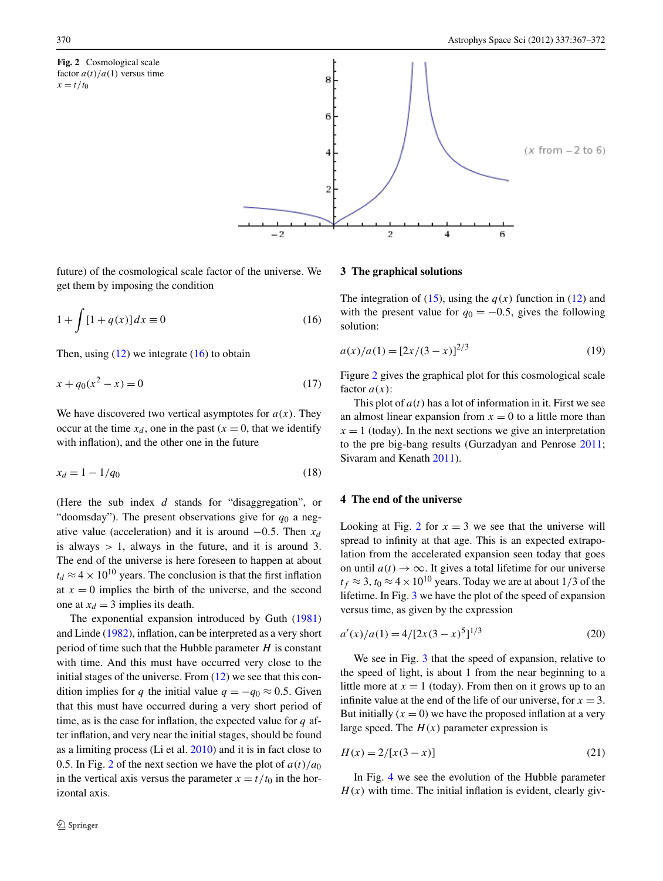**Fig. 2** Cosmological scale factor $a(t)/a(1)$ versus time $x = t/t_0$

future) of the cosmological scale factor of the universe. We get them by imposing the condition

$$1 + \int [1 + q(x)]\,dx \equiv 0 \tag{16}$$

Then, using (12) we integrate (16) to obtain

$$x + q_0(x^2 - x) = 0 \tag{17}$$

We have discovered two vertical asymptotes for $a(x)$. They occur at the time $x_d$, one in the past ($x = 0$, that we identify with inflation), and the other one in the future

$$x_d = 1 - 1/q_0 \tag{18}$$

(Here the sub index $d$ stands for "disaggregation", or "doomsday"). The present observations give for $q_0$ a negative value (acceleration) and it is around $-0.5$. Then $x_d$ is always $> 1$, always in the future, and it is around 3. The end of the universe is here foreseen to happen at about $t_d \approx 4 \times 10^{10}$ years. The conclusion is that the first inflation at $x = 0$ implies the birth of the universe, and the second one at $x_d = 3$ implies its death.

The exponential expansion introduced by Guth (1981) and Linde (1982), inflation, can be interpreted as a very short period of time such that the Hubble parameter $H$ is constant with time. And this must have occurred very close to the initial stages of the universe. From (12) we see that this condition implies for $q$ the initial value $q = -q_0 \approx 0.5$. Given that this must have occurred during a very short period of time, as is the case for inflation, the expected value for $q$ after inflation, and very near the initial stages, should be found as a limiting process (Li et al. 2010) and it is in fact close to 0.5. In Fig. 2 of the next section we have the plot of $a(t)/a_0$ in the vertical axis versus the parameter $x = t/t_0$ in the horizontal axis.

## 3 The graphical solutions

The integration of (15), using the $q(x)$ function in (12) and with the present value for $q_0 = -0.5$, gives the following solution:

$$a(x)/a(1) = [2x/(3 - x)]^{2/3} \tag{19}$$

Figure 2 gives the graphical plot for this cosmological scale factor $a(x)$:

This plot of $a(t)$ has a lot of information in it. First we see an almost linear expansion from $x = 0$ to a little more than $x = 1$ (today). In the next sections we give an interpretation to the pre big-bang results (Gurzadyan and Penrose 2011; Sivaram and Kenath 2011).

## 4 The end of the universe

Looking at Fig. 2 for $x = 3$ we see that the universe will spread to infinity at that age. This is an expected extrapolation from the accelerated expansion seen today that goes on until $a(t) \to \infty$. It gives a total lifetime for our universe $t_f \approx 3$, $t_0 \approx 4 \times 10^{10}$ years. Today we are at about $1/3$ of the lifetime. In Fig. 3 we have the plot of the speed of expansion versus time, as given by the expression

$$a'(x)/a(1) = 4/[2x(3 - x)^5]^{1/3} \tag{20}$$

We see in Fig. 3 that the speed of expansion, relative to the speed of light, is about 1 from the near beginning to a little more at $x = 1$ (today). From then on it grows up to an infinite value at the end of the life of our universe, for $x = 3$. But initially ($x = 0$) we have the proposed inflation at a very large speed. The $H(x)$ parameter expression is

$$H(x) = 2/[x(3 - x)] \tag{21}$$

In Fig. 4 we see the evolution of the Hubble parameter $H(x)$ with time. The initial inflation is evident, clearly giv-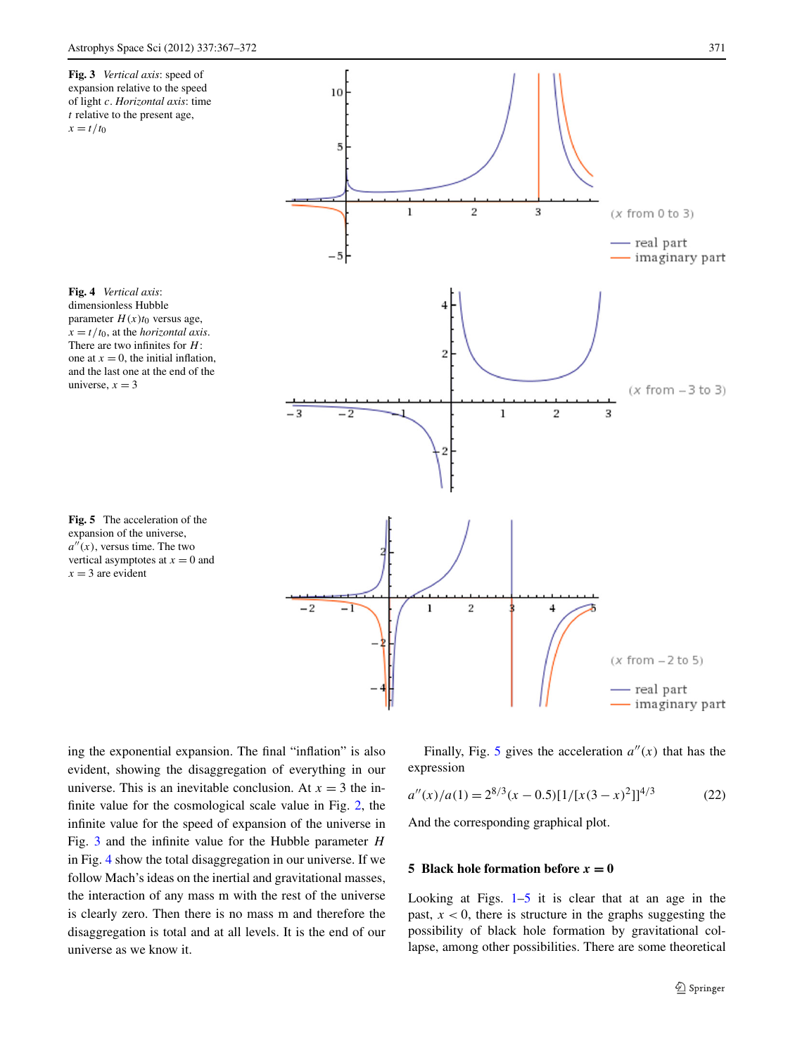**Fig. 3** *Vertical axis*: speed of expansion relative to the speed of light $c$. *Horizontal axis*: time $t$ relative to the present age, $x = t/t_0$

**Fig. 4** *Vertical axis*: dimensionless Hubble parameter $H(x)t_0$ versus age, $x = t/t_0$, at the *horizontal axis*. There are two infinites for $H$: one at $x = 0$, the initial inflation, and the last one at the end of the universe, $x = 3$

**Fig. 5** The acceleration of the expansion of the universe, $a''(x)$, versus time. The two vertical asymptotes at $x = 0$ and $x = 3$ are evident

ing the exponential expansion. The final "inflation" is also evident, showing the disaggregation of everything in our universe. This is an inevitable conclusion. At $x = 3$ the infinite value for the cosmological scale value in Fig. 2, the infinite value for the speed of expansion of the universe in Fig. 3 and the infinite value for the Hubble parameter $H$ in Fig. 4 show the total disaggregation in our universe. If we follow Mach's ideas on the inertial and gravitational masses, the interaction of any mass m with the rest of the universe is clearly zero. Then there is no mass m and therefore the disaggregation is total and at all levels. It is the end of our universe as we know it.

Finally, Fig. 5 gives the acceleration $a''(x)$ that has the expression

$$a''(x)/a(1) = 2^{8/3}(x - 0.5)[1/[x(3 - x)^2]]^{4/3} \tag{22}$$

And the corresponding graphical plot.

## 5 Black hole formation before $x = 0$

Looking at Figs. 1–5 it is clear that at an age in the past, $x < 0$, there is structure in the graphs suggesting the possibility of black hole formation by gravitational collapse, among other possibilities. There are some theoretical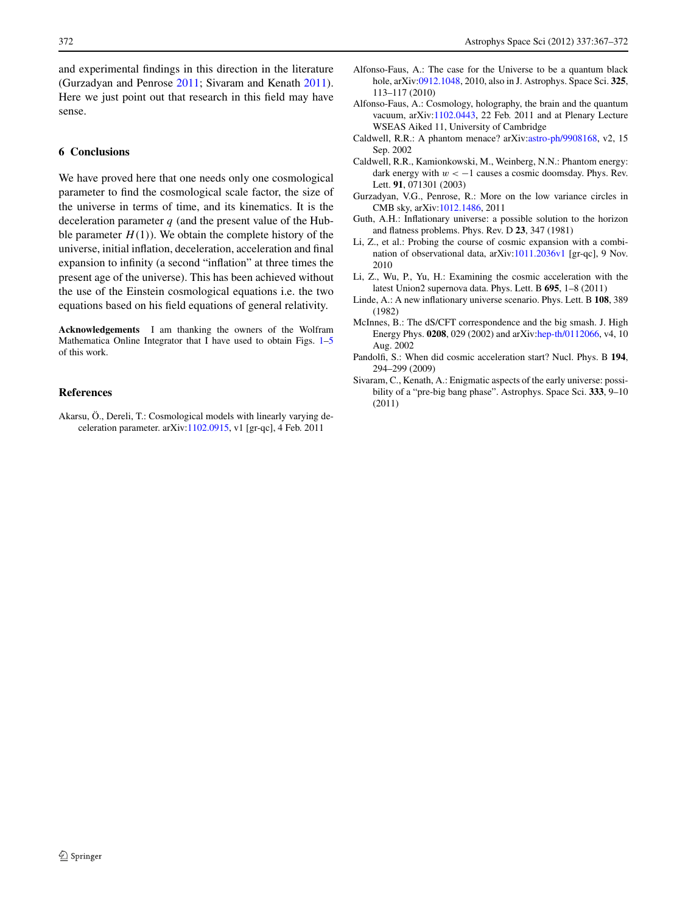and experimental findings in this direction in the literature (Gurzadyan and Penrose 2011; Sivaram and Kenath 2011). Here we just point out that research in this field may have sense.

## 6 Conclusions

We have proved here that one needs only one cosmological parameter to find the cosmological scale factor, the size of the universe in terms of time, and its kinematics. It is the deceleration parameter $q$ (and the present value of the Hubble parameter $H(1)$). We obtain the complete history of the universe, initial inflation, deceleration, acceleration and final expansion to infinity (a second "inflation" at three times the present age of the universe). This has been achieved without the use of the Einstein cosmological equations i.e. the two equations based on his field equations of general relativity.

**Acknowledgements** I am thanking the owners of the Wolfram Mathematica Online Integrator that I have used to obtain Figs. 1–5 of this work.

## References

Akarsu, Ö., Dereli, T.: Cosmological models with linearly varying deceleration parameter. arXiv:1102.0915, v1 [gr-qc], 4 Feb. 2011

Alfonso-Faus, A.: The case for the Universe to be a quantum black hole, arXiv:0912.1048, 2010, also in J. Astrophys. Space Sci. **325**, 113–117 (2010)

Alfonso-Faus, A.: Cosmology, holography, the brain and the quantum vacuum, arXiv:1102.0443, 22 Feb. 2011 and at Plenary Lecture WSEAS Aiked 11, University of Cambridge

Caldwell, R.R.: A phantom menace? arXiv:astro-ph/9908168, v2, 15 Sep. 2002

Caldwell, R.R., Kamionkowski, M., Weinberg, N.N.: Phantom energy: dark energy with $w < -1$ causes a cosmic doomsday. Phys. Rev. Lett. **91**, 071301 (2003)

Gurzadyan, V.G., Penrose, R.: More on the low variance circles in CMB sky, arXiv:1012.1486, 2011

Guth, A.H.: Inflationary universe: a possible solution to the horizon and flatness problems. Phys. Rev. D **23**, 347 (1981)

Li, Z., et al.: Probing the course of cosmic expansion with a combination of observational data, arXiv:1011.2036v1 [gr-qc], 9 Nov. 2010

Li, Z., Wu, P., Yu, H.: Examining the cosmic acceleration with the latest Union2 supernova data. Phys. Lett. B **695**, 1–8 (2011)

Linde, A.: A new inflationary universe scenario. Phys. Lett. B **108**, 389 (1982)

McInnes, B.: The dS/CFT correspondence and the big smash. J. High Energy Phys. **0208**, 029 (2002) and arXiv:hep-th/0112066, v4, 10 Aug. 2002

Pandolfi, S.: When did cosmic acceleration start? Nucl. Phys. B **194**, 294–299 (2009)

Sivaram, C., Kenath, A.: Enigmatic aspects of the early universe: possibility of a "pre-big bang phase". Astrophys. Space Sci. **333**, 9–10 (2011)